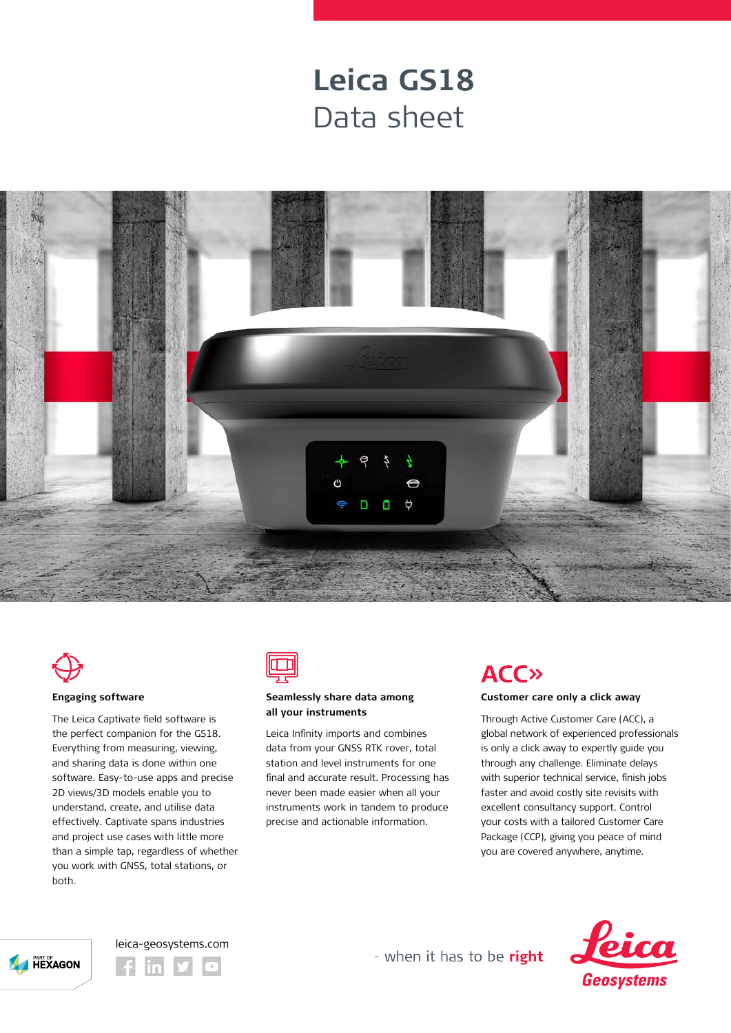# Leica GS18

Data sheet

### Engaging software

The Leica Captivate field software is the perfect companion for the GS18. Everything from measuring, viewing, and sharing data is done within one software. Easy-to-use apps and precise 2D views/3D models enable you to understand, create, and utilise data effectively. Captivate spans industries and project use cases with little more than a simple tap, regardless of whether you work with GNSS, total stations, or both.

### Seamlessly share data among all your instruments

Leica Infinity imports and combines data from your GNSS RTK rover, total station and level instruments for one final and accurate result. Processing has never been made easier when all your instruments work in tandem to produce precise and actionable information.

ACC»

### Customer care only a click away

Through Active Customer Care (ACC), a global network of experienced professionals is only a click away to expertly guide you through any challenge. Eliminate delays with superior technical service, finish jobs faster and avoid costly site revisits with excellent consultancy support. Control your costs with a tailored Customer Care Package (CCP), giving you peace of mind you are covered anywhere, anytime.

PART OF HEXAGON

leica-geosystems.com

- when it has to be **right**

Leica Geosystems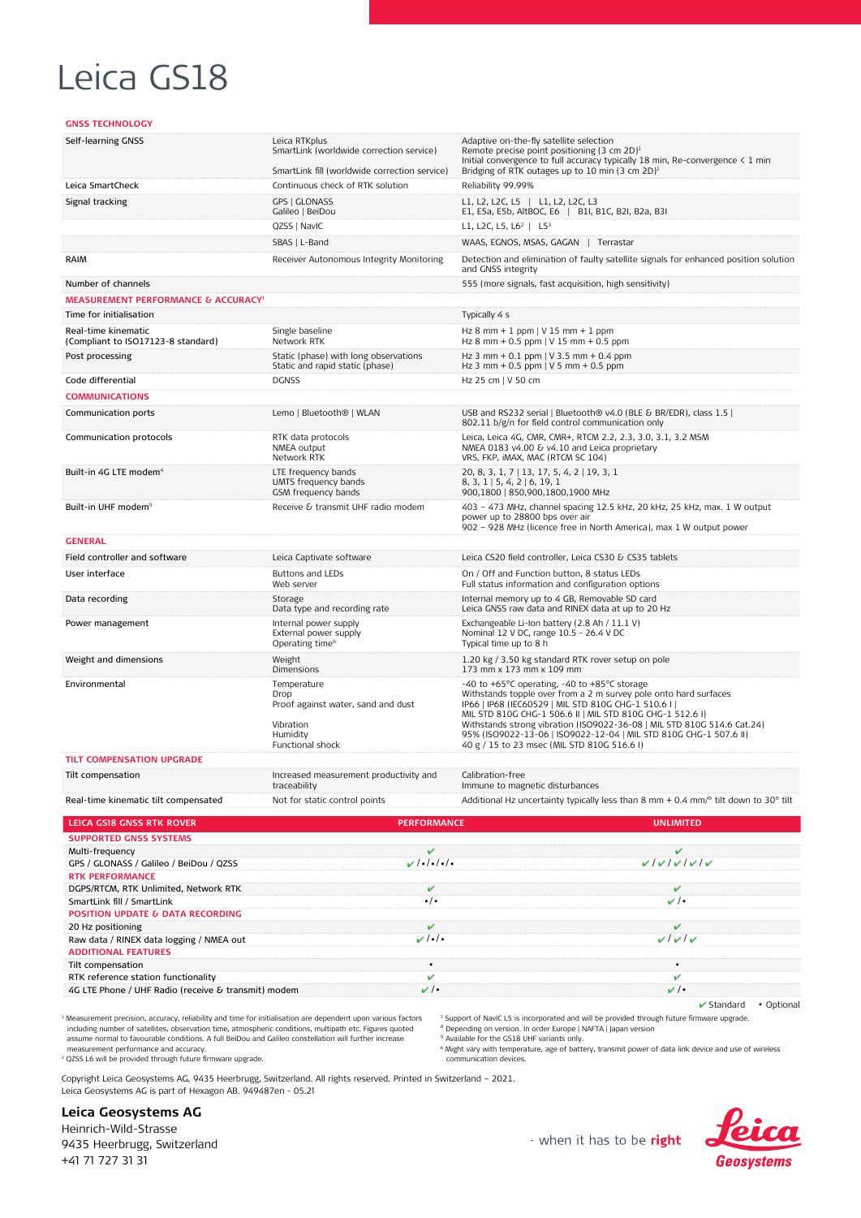# Leica GS18

| | | |
|---|---|---|
| **GNSS TECHNOLOGY** | | |
| Self-learning GNSS | Leica RTKplus<br>SmartLink (worldwide correction service)<br><br>SmartLink fill (worldwide correction service) | Adaptive on-the-fly satellite selection<br>Remote precise point positioning (3 cm 2D)[1]<br>Initial convergence to full accuracy typically 18 min, Re-convergence < 1 min<br>Bridging of RTK outages up to 10 min (3 cm 2D)[1] |
| Leica SmartCheck | Continuous check of RTK solution | Reliability 99.99% |
| Signal tracking | GPS \| GLONASS<br>Galileo \| BeiDou | L1, L2, L2C, L5 \| L1, L2, L2C, L3<br>E1, E5a, E5b, AltBOC, E6 \| B1I, B1C, B2I, B2a, B3I |
| | QZSS \| NavIC | L1, L2C, L5, L6[2] \| L5[3] |
| | SBAS \| L-Band | WAAS, EGNOS, MSAS, GAGAN \| Terrastar |
| RAIM | Receiver Autonomous Integrity Monitoring | Detection and elimination of faulty satellite signals for enhanced position solution and GNSS integrity |
| Number of channels | | 555 (more signals, fast acquisition, high sensitivity) |
| **MEASUREMENT PERFORMANCE & ACCURACY[1]** | | |
| Time for initialisation | | Typically 4 s |
| Real-time kinematic (Compliant to ISO17123-8 standard) | Single baseline<br>Network RTK | Hz 8 mm + 1 ppm \| V 15 mm + 1 ppm<br>Hz 8 mm + 0.5 ppm \| V 15 mm + 0.5 ppm |
| Post processing | Static (phase) with long observations<br>Static and rapid static (phase) | Hz 3 mm + 0.1 ppm \| V 3.5 mm + 0.4 ppm<br>Hz 3 mm + 0.5 ppm \| V 5 mm + 0.5 ppm |
| Code differential | DGNSS | Hz 25 cm \| V 50 cm |
| **COMMUNICATIONS** | | |
| Communication ports | Lemo \| Bluetooth® \| WLAN | USB and RS232 serial \| Bluetooth® v4.0 (BLE & BR/EDR), class 1.5 \|<br>802.11 b/g/n for field control communication only |
| Communication protocols | RTK data protocols<br>NMEA output<br>Network RTK | Leica, Leica 4G, CMR, CMR+, RTCM 2.2, 2.3, 3.0, 3.1, 3.2 MSM<br>NMEA 0183 v4.00 & v4.10 and Leica proprietary<br>VRS, FKP, iMAX, MAC (RTCM SC 104) |
| Built-in 4G LTE modem[4] | LTE frequency bands<br>UMTS frequency bands<br>GSM frequency bands | 20, 8, 3, 1, 7 \| 13, 17, 5, 4, 2 \| 19, 3, 1<br>8, 3, 1 \| 5, 4, 2 \| 6, 19, 1<br>900,1800 \| 850,900,1800,1900 MHz |
| Built-in UHF modem[5] | Receive & transmit UHF radio modem | 403 – 473 MHz, channel spacing 12.5 kHz, 20 kHz, 25 kHz, max. 1 W output power up to 28800 bps over air<br>902 – 928 MHz (licence free in North America), max 1 W output power |
| **GENERAL** | | |
| Field controller and software | Leica Captivate software | Leica CS20 field controller, Leica CS30 & CS35 tablets |
| User interface | Buttons and LEDs<br>Web server | On / Off and Function button, 8 status LEDs<br>Full status information and configuration options |
| Data recording | Storage<br>Data type and recording rate | Internal memory up to 4 GB, Removable SD card<br>Leica GNSS raw data and RINEX data at up to 20 Hz |
| Power management | Internal power supply<br>External power supply<br>Operating time[6] | Exchangeable Li-Ion battery (2.8 Ah / 11.1 V)<br>Nominal 12 V DC, range 10.5 - 26.4 V DC<br>Typical time up to 8 h |
| Weight and dimensions | Weight<br>Dimensions | 1.20 kg / 3.50 kg standard RTK rover setup on pole<br>173 mm x 173 mm x 109 mm |
| Environmental | Temperature<br>Drop<br>Proof against water, sand and dust<br><br>Vibration<br>Humidity<br>Functional shock | -40 to +65°C operating, -40 to +85°C storage<br>Withstands topple over from a 2 m survey pole onto hard surfaces<br>IP66 \| IP68 (IEC60529 \| MIL STD 810G CHG-1 510.6 I \|<br>MIL STD 810G CHG-1 506.6 II \| MIL STD 810G CHG-1 512.6 I)<br>Withstands strong vibration (ISO9022-36-08 \| MIL STD 810G 514.6 Cat.24)<br>95% (ISO9022-13-06 \| ISO9022-12-04 \| MIL STD 810G CHG-1 507.6 II)<br>40 g / 15 to 23 msec (MIL STD 810G 516.6 I) |
| **TILT COMPENSATION UPGRADE** | | |
| Tilt compensation | Increased measurement productivity and traceability | Calibration-free<br>Immune to magnetic disturbances |
| Real-time kinematic tilt compensated | Not for static control points | Additional Hz uncertainty typically less than 8 mm + 0.4 mm/° tilt down to 30° tilt |

| LEICA GS18 GNSS RTK ROVER | PERFORMANCE | UNLIMITED |
|---|---|---|
| **SUPPORTED GNSS SYSTEMS** | | |
| Multi-frequency | ✔ | ✔ |
| GPS / GLONASS / Galileo / BeiDou / QZSS | ✔ / • / • / • / • | ✔ / ✔ / ✔ / ✔ / ✔ |
| **RTK PERFORMANCE** | | |
| DGPS/RTCM, RTK Unlimited, Network RTK | ✔ | ✔ |
| SmartLink fill / SmartLink | • / • | ✔ / • |
| **POSITION UPDATE & DATA RECORDING** | | |
| 20 Hz positioning | ✔ | ✔ |
| Raw data / RINEX data logging / NMEA out | ✔ / • / • | ✔ / ✔ / ✔ |
| **ADDITIONAL FEATURES** | | |
| Tilt compensation | • | • |
| RTK reference station functionality | ✔ | ✔ |
| 4G LTE Phone / UHF Radio (receive & transmit) modem | ✔ / • | ✔ / • |

✔ Standard • Optional

[1] Measurement precision, accuracy, reliability and time for initialisation are dependent upon various factors including number of satellites, observation time, atmospheric conditions, multipath etc. Figures quoted assume normal to favourable conditions. A full BeiDou and Galileo constellation will further increase measurement performance and accuracy.

[2] QZSS L6 will be provided through future firmware upgrade.

[3] Support of NavIC L5 is incorporated and will be provided through future firmware upgrade.

[4] Depending on version. In order Europe | NAFTA | Japan version

[5] Available for the GS18 UHF variants only.

[6] Might vary with temperature, age of battery, transmit power of data link device and use of wireless communication devices.

Copyright Leica Geosystems AG, 9435 Heerbrugg, Switzerland. All rights reserved. Printed in Switzerland – 2021.
Leica Geosystems AG is part of Hexagon AB. 949487en - 05.21

**Leica Geosystems AG**
Heinrich-Wild-Strasse
9435 Heerbrugg, Switzerland
+41 71 727 31 31

- when it has to be **right**

Leica Geosystems